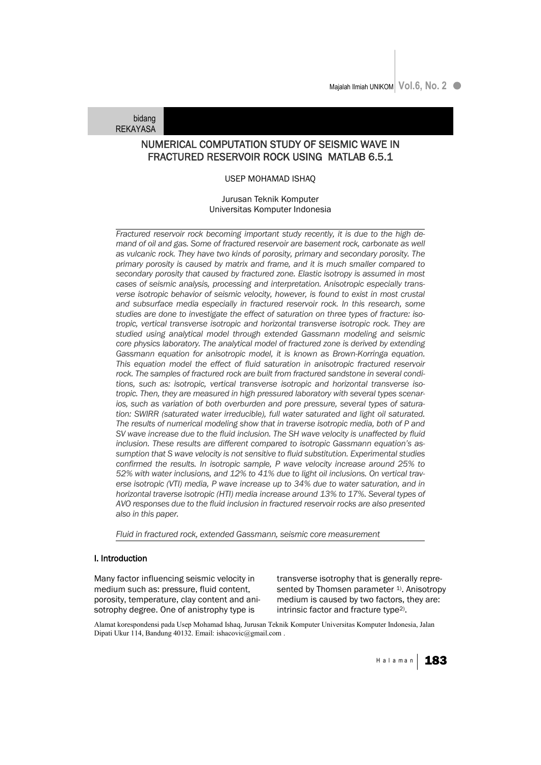bidang REKAYASA

# NUMERICAL COMPUTATION STUDY OF SEISMIC WAVE IN FRACTURED RESERVOIR ROCK USING MATLAB 6.5.1

USEP MOHAMAD ISHAQ

Jurusan Teknik Komputer
Universitas Komputer Indonesia

*Fractured reservoir rock becoming important study recently, it is due to the high demand of oil and gas. Some of fractured reservoir are basement rock, carbonate as well as vulcanic rock. They have two kinds of porosity, primary and secondary porosity. The primary porosity is caused by matrix and frame, and it is much smaller compared to secondary porosity that caused by fractured zone. Elastic isotropy is assumed in most cases of seismic analysis, processing and interpretation. Anisotropic especially transverse isotropic behavior of seismic velocity, however, is found to exist in most crustal and subsurface media especially in fractured reservoir rock. In this research, some studies are done to investigate the effect of saturation on three types of fracture: isotropic, vertical transverse isotropic and horizontal transverse isotropic rock. They are studied using analytical model through extended Gassmann modeling and seismic core physics laboratory. The analytical model of fractured zone is derived by extending Gassmann equation for anisotropic model, it is known as Brown-Korringa equation. This equation model the effect of fluid saturation in anisotropic fractured reservoir rock. The samples of fractured rock are built from fractured sandstone in several conditions, such as: isotropic, vertical transverse isotropic and horizontal transverse isotropic. Then, they are measured in high pressured laboratory with several types scenarios, such as variation of both overburden and pore pressure, several types of saturation: SWIRR (saturated water irreducible), full water saturated and light oil saturated. The results of numerical modeling show that in traverse isotropic media, both of P and SV wave increase due to the fluid inclusion. The SH wave velocity is unaffected by fluid inclusion. These results are different compared to isotropic Gassmann equation's assumption that S wave velocity is not sensitive to fluid substitution. Experimental studies confirmed the results. In isotropic sample, P wave velocity increase around 25% to 52% with water inclusions, and 12% to 41% due to light oil inclusions. On vertical traverse isotropic (VTI) media, P wave increase up to 34% due to water saturation, and in horizontal traverse isotropic (HTI) media increase around 13% to 17%. Several types of AVO responses due to the fluid inclusion in fractured reservoir rocks are also presented also in this paper.*

*Fluid in fractured rock, extended Gassmann, seismic core measurement*

## I. Introduction

Many factor influencing seismic velocity in medium such as: pressure, fluid content, porosity, temperature, clay content and anisotrophy degree. One of anistrophy type is transverse isotrophy that is generally represented by Thomsen parameter [1]. Anisotropy medium is caused by two factors, they are: intrinsic factor and fracture type[2].

Alamat korespondensi pada Usep Mohamad Ishaq, Jurusan Teknik Komputer Universitas Komputer Indonesia, Jalan Dipati Ukur 114, Bandung 40132. Email: ishacovic@gmail.com .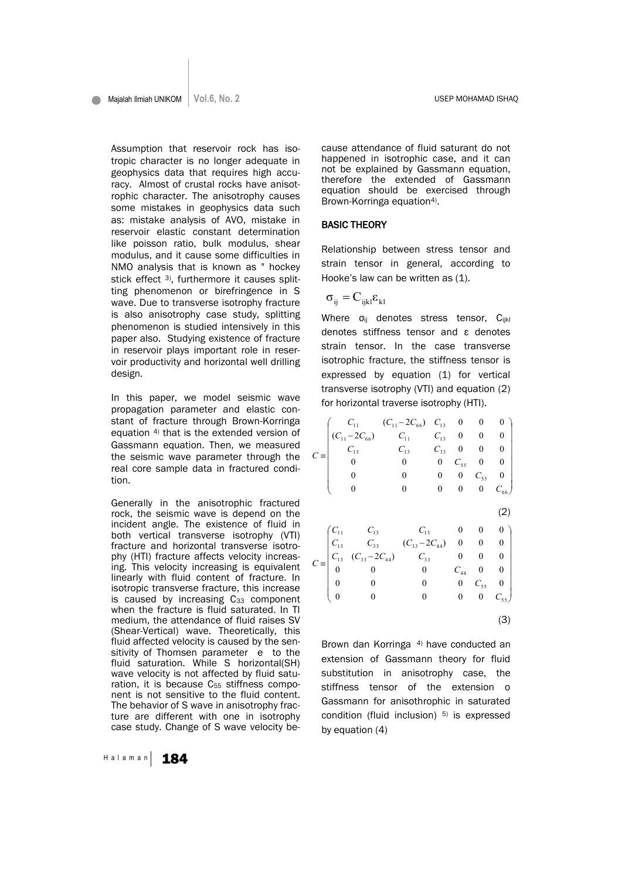Assumption that reservoir rock has isotropic character is no longer adequate in geophysics data that requires high accuracy. Almost of crustal rocks have anisotrophic character. The anisotrophy causes some mistakes in geophysics data such as: mistake analysis of AVO, mistake in reservoir elastic constant determination like poisson ratio, bulk modulus, shear modulus, and it cause some difficulties in NMO analysis that is known as " hockey stick effect [3], furthermore it causes splitting phenomenon or birefringence in S wave. Due to transverse isotrophy fracture is also anisotrophy case study, splitting phenomenon is studied intensively in this paper also. Studying existence of fracture in reservoir plays important role in reservoir productivity and horizontal well drilling design.

In this paper, we model seismic wave propagation parameter and elastic constant of fracture through Brown-Korringa equation [4] that is the extended version of Gassmann equation. Then, we measured the seismic wave parameter through the real core sample data in fractured condition.

Generally in the anisotrophic fractured rock, the seismic wave is depend on the incident angle. The existence of fluid in both vertical transverse isotrophy (VTI) fracture and horizontal transverse isotrophy (HTI) fracture affects velocity increasing. This velocity increasing is equivalent linearly with fluid content of fracture. In isotropic transverse fracture, this increase is caused by increasing $C_{33}$ component when the fracture is fluid saturated. In TI medium, the attendance of fluid raises SV (Shear-Vertical) wave. Theoretically, this fluid affected velocity is caused by the sensitivity of Thomsen parameter e to the fluid saturation. While S horizontal(SH) wave velocity is not affected by fluid saturation, it is because $C_{55}$ stiffness component is not sensitive to the fluid content. The behavior of S wave in anisotrophy fracture are different with one in isotrophy case study. Change of S wave velocity because attendance of fluid saturant do not happened in isotrophic case, and it can not be explained by Gassmann equation, therefore the extended of Gassmann equation should be exercised through Brown-Korringa equation[4].

## BASIC THEORY

Relationship between stress tensor and strain tensor in general, according to Hooke's law can be written as (1).

$$\sigma_{ij} = C_{ijkl}\varepsilon_{kl}$$

Where $\sigma_{ij}$ denotes stress tensor, $C_{ijkl}$ denotes stiffness tensor and $\varepsilon$ denotes strain tensor. In the case transverse isotrophic fracture, the stiffness tensor is expressed by equation (1) for vertical transverse isotrophy (VTI) and equation (2) for horizontal traverse isotrophy (HTI).

$$C \equiv \begin{pmatrix} C_{11} & (C_{11}-2C_{66}) & C_{13} & 0 & 0 & 0 \\ (C_{11}-2C_{66}) & C_{11} & C_{13} & 0 & 0 & 0 \\ C_{13} & C_{13} & C_{33} & 0 & 0 & 0 \\ 0 & 0 & 0 & C_{55} & 0 & 0 \\ 0 & 0 & 0 & 0 & C_{55} & 0 \\ 0 & 0 & 0 & 0 & 0 & C_{66} \end{pmatrix} \tag{2}$$

$$C \equiv \begin{pmatrix} C_{11} & C_{13} & C_{13} & 0 & 0 & 0 \\ C_{13} & C_{33} & (C_{33}-2C_{44}) & 0 & 0 & 0 \\ C_{13} & (C_{33}-2C_{44}) & C_{33} & 0 & 0 & 0 \\ 0 & 0 & 0 & C_{44} & 0 & 0 \\ 0 & 0 & 0 & 0 & C_{55} & 0 \\ 0 & 0 & 0 & 0 & 0 & C_{55} \end{pmatrix} \tag{3}$$

Brown dan Korringa [4] have conducted an extension of Gassmann theory for fluid substitution in anisotrophy case, the stiffness tensor of the extension o Gassmann for anisothrophic in saturated condition (fluid inclusion) [5] is expressed by equation (4)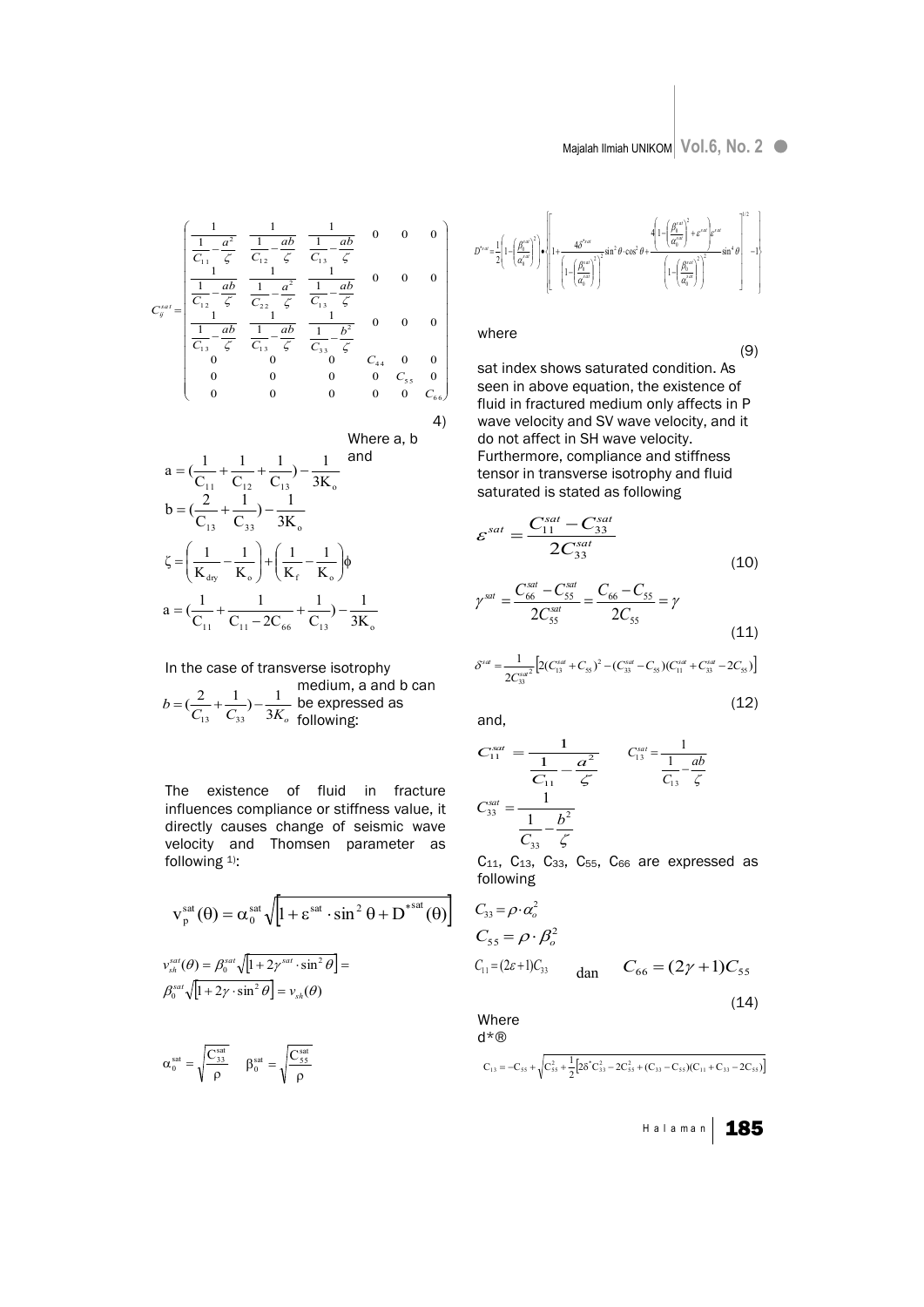$$
C_{ij}^{sat} = \begin{pmatrix}
\dfrac{1}{\dfrac{1}{C_{11}} - \dfrac{a^2}{\zeta}} & \dfrac{1}{\dfrac{1}{C_{12}} - \dfrac{ab}{\zeta}} & \dfrac{1}{\dfrac{1}{C_{13}} - \dfrac{ab}{\zeta}} & 0 & 0 & 0 \\
\dfrac{1}{\dfrac{1}{C_{12}} - \dfrac{ab}{\zeta}} & \dfrac{1}{\dfrac{1}{C_{22}} - \dfrac{a^2}{\zeta}} & \dfrac{1}{\dfrac{1}{C_{13}} - \dfrac{ab}{\zeta}} & 0 & 0 & 0 \\
\dfrac{1}{\dfrac{1}{C_{13}} - \dfrac{ab}{\zeta}} & \dfrac{1}{\dfrac{1}{C_{13}} - \dfrac{ab}{\zeta}} & \dfrac{1}{\dfrac{1}{C_{33}} - \dfrac{b^2}{\zeta}} & 0 & 0 & 0 \\
0 & 0 & 0 & C_{44} & 0 & 0 \\
0 & 0 & 0 & 0 & C_{55} & 0 \\
0 & 0 & 0 & 0 & 0 & C_{66}
\end{pmatrix} \quad (4)
$$

Where a, b and

$$
a = \left(\frac{1}{C_{11}} + \frac{1}{C_{12}} + \frac{1}{C_{13}}\right) - \frac{1}{3K_o}
$$

$$
b = \left(\frac{2}{C_{13}} + \frac{1}{C_{33}}\right) - \frac{1}{3K_o}
$$

$$
\zeta = \left(\frac{1}{K_{dry}} - \frac{1}{K_o}\right) + \left(\frac{1}{K_f} - \frac{1}{K_o}\right)\phi
$$

In the case of transverse isotrophy medium, a and b can be expressed as following:

$$
a = \left(\frac{1}{C_{11}} + \frac{1}{C_{11} - 2C_{66}} + \frac{1}{C_{13}}\right) - \frac{1}{3K_o}
$$

$$
b = \left(\frac{2}{C_{13}} + \frac{1}{C_{33}}\right) - \frac{1}{3K_o}
$$

The existence of fluid in fracture influences compliance or stiffness value, it directly causes change of seismic wave velocity and Thomsen parameter as following [1]:

$$
v_p^{sat}(\theta) = \alpha_0^{sat}\sqrt{\left[1 + \varepsilon^{sat} \cdot \sin^2\theta + D^{*sat}(\theta)\right]}
$$

$$
v_{sh}^{sat}(\theta) = \beta_0^{sat}\sqrt{\left[1 + 2\gamma^{sat} \cdot \sin^2\theta\right]} = \beta_0^{sat}\sqrt{\left[1 + 2\gamma \cdot \sin^2\theta\right]} = v_{sh}(\theta)
$$

$$
\alpha_0^{sat} = \sqrt{\frac{C_{33}^{sat}}{\rho}} \qquad \beta_0^{sat} = \sqrt{\frac{C_{55}^{sat}}{\rho}}
$$

$$
D^{*sat} = \frac{1}{2}\left(1 - \left(\frac{\beta_0^{sat}}{\alpha_0^{sat}}\right)^2\right) \bullet \left\{\left[1 + \frac{4\delta^{*sat}}{\left(1 - \left(\frac{\beta_0^{sat}}{\alpha_0^{sat}}\right)^2\right)^2}\sin^2\theta \cdot \cos^2\theta + \frac{4\left(1 - \left(\frac{\beta_0^{sat}}{\alpha_0^{sat}}\right)^2 + \varepsilon^{sat}\right)\varepsilon^{sat}}{\left(1 - \left(\frac{\beta_0^{sat}}{\alpha_0^{sat}}\right)^2\right)^2}\sin^4\theta\right]^{1/2} - 1\right\}
$$

where

$$(9)$$

sat index shows saturated condition. As seen in above equation, the existence of fluid in fractured medium only affects in P wave velocity and SV wave velocity, and it do not affect in SH wave velocity. Furthermore, compliance and stiffness tensor in transverse isotrophy and fluid saturated is stated as following

$$
\varepsilon^{sat} = \frac{C_{11}^{sat} - C_{33}^{sat}}{2C_{33}^{sat}} \quad (10)
$$

$$
\gamma^{sat} = \frac{C_{66}^{sat} - C_{55}^{sat}}{2C_{55}^{sat}} = \frac{C_{66} - C_{55}}{2C_{55}} = \gamma \quad (11)
$$

$$
\delta^{sat} = \frac{1}{2C_{33}^{sat^2}}\left[2(C_{13}^{sat} + C_{55})^2 - (C_{33}^{sat} - C_{55})(C_{11}^{sat} + C_{33}^{sat} - 2C_{55})\right] \quad (12)
$$

and,

$$
C_{11}^{sat} = \frac{1}{\dfrac{1}{C_{11}} - \dfrac{a^2}{\zeta}} \qquad C_{13}^{sat} = \frac{1}{\dfrac{1}{C_{13}} - \dfrac{ab}{\zeta}}
$$

$$
C_{33}^{sat} = \frac{1}{\dfrac{1}{C_{33}} - \dfrac{b^2}{\zeta}}
$$

$C_{11}$, $C_{13}$, $C_{33}$, $C_{55}$, $C_{66}$ are expressed as following

$$
C_{33} = \rho \cdot \alpha_o^2
$$

$$
C_{55} = \rho \cdot \beta_o^2
$$

$$
C_{11} = (2\varepsilon + 1)C_{33} \quad \text{dan} \quad C_{66} = (2\gamma + 1)C_{55} \quad (14)
$$

Where

d*®

$$
C_{13} = -C_{55} + \sqrt{C_{55}^2 + \frac{1}{2}\left[2\delta^* C_{33}^2 - 2C_{55}^2 + (C_{33} - C_{55})(C_{11} + C_{33} - 2C_{55})\right]}
$$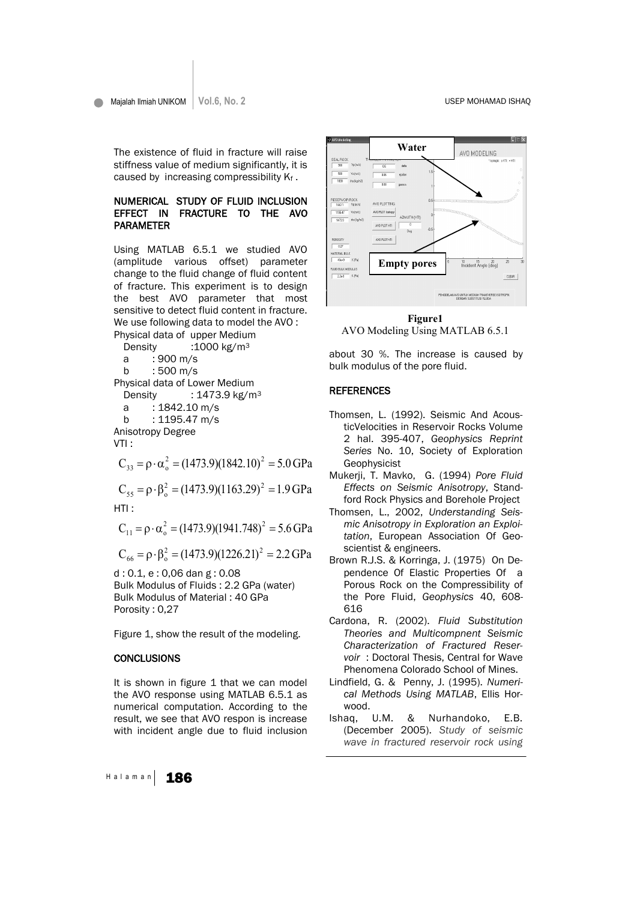The existence of fluid in fracture will raise stiffness value of medium significantly, it is caused by increasing compressibility $K_f$.

## NUMERICAL STUDY OF FLUID INCLUSION EFFECT IN FRACTURE TO THE AVO PARAMETER

Using MATLAB 6.5.1 we studied AVO (amplitude various offset) parameter change to the fluid change of fluid content of fracture. This experiment is to design the best AVO parameter that most sensitive to detect fluid content in fracture. We use following data to model the AVO :

Physical data of upper Medium

- Density :1000 kg/m³
- a : 900 m/s
- b : 500 m/s

Physical data of Lower Medium

- Density : 1473.9 kg/m³
- a : 1842.10 m/s
- b : 1195.47 m/s

Anisotropy Degree

VTI :

$$C_{33} = \rho \cdot \alpha_o^2 = (1473.9)(1842.10)^2 = 5.0\,\text{GPa}$$

$$C_{55} = \rho \cdot \beta_o^2 = (1473.9)(1163.29)^2 = 1.9\,\text{GPa}$$

HTI :

$$C_{11} = \rho \cdot \alpha_o^2 = (1473.9)(1941.748)^2 = 5.6\,\text{GPa}$$

$$C_{66} = \rho \cdot \beta_o^2 = (1473.9)(1226.21)^2 = 2.2\,\text{GPa}$$

d : 0.1, e : 0,06 dan g : 0.08

Bulk Modulus of Fluids : 2.2 GPa (water)

Bulk Modulus of Material : 40 GPa

Porosity : 0,27

Figure 1, show the result of the modeling.

Water

Empty pores

AVO MODELING

Incident Angle (deg)

**Figure1**

AVO Modeling Using MATLAB 6.5.1

## CONCLUSIONS

It is shown in figure 1 that we can model the AVO response using MATLAB 6.5.1 as numerical computation. According to the result, we see that AVO respon is increase with incident angle due to fluid inclusion about 30 %. The increase is caused by bulk modulus of the pore fluid.

## REFERENCES

Thomsen, L. (1992). Seismic And AcousticVelocities in Reservoir Rocks Volume 2 hal. 395-407, *Geophysics Reprint Series* No. 10, Society of Exploration Geophysicist

Mukerji, T. Mavko, G. (1994) *Pore Fluid Effects on Seismic Anisotropy*, Standford Rock Physics and Borehole Project

Thomsen, L., 2002, *Understanding Seismic Anisotropy in Exploration an Exploitation*, European Association Of Geoscientist & engineers.

Brown R.J.S. & Korringa, J. (1975) On Dependence Of Elastic Properties Of a Porous Rock on the Compressibility of the Pore Fluid, *Geophysics* 40, 608-616

Cardona, R. (2002). *Fluid Substitution Theories and Multicompnent Seismic Characterization of Fractured Reservoir* : Doctoral Thesis, Central for Wave Phenomena Colorado School of Mines.

Lindfield, G. & Penny, J. (1995). *Numerical Methods Using MATLAB*, Ellis Horwood.

Ishaq, U.M. & Nurhandoko, E.B. (December 2005). *Study of seismic wave in fractured reservoir rock using*